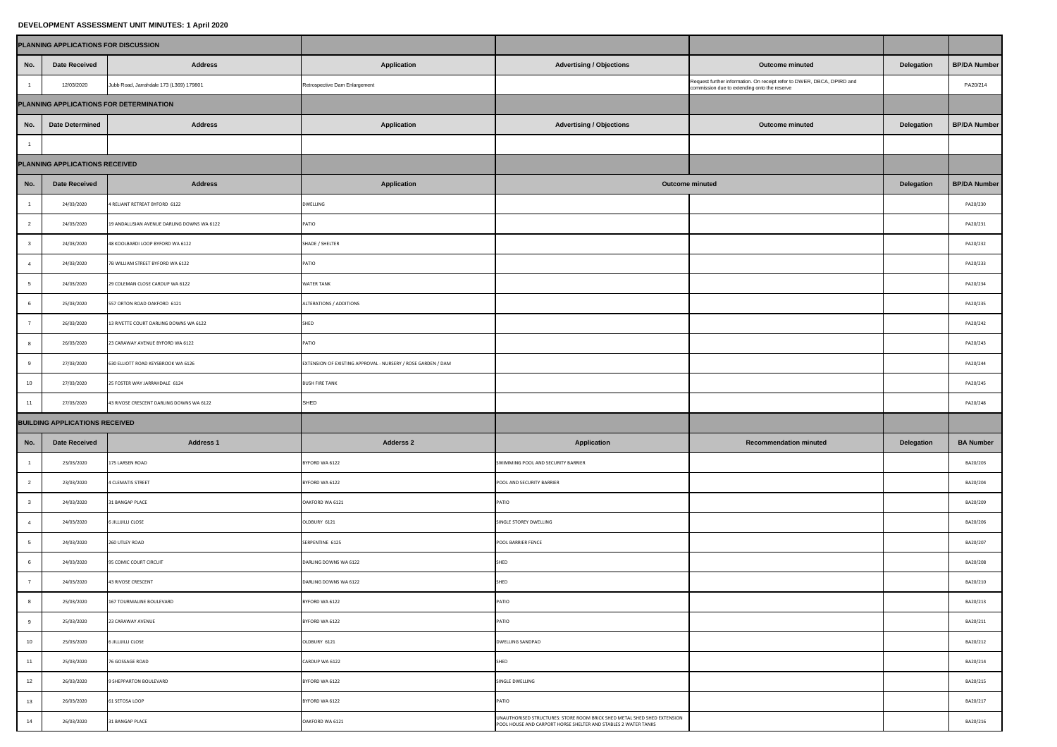**DEVELOPMENT ASSESSMENT UNIT MINUTES: 1 April 2020**

| PLANNING APPLICATIONS FOR DISCUSSION | | | | | | | |
|---|---|---|---|---|---|---|---|
| **No.** | **Date Received** | **Address** | **Application** | **Advertising / Objections** | **Outcome minuted** | **Delegation** | **BP/DA Number** |
| 1 | 12/03/2020 | Jubb Road, Jarrahdale 173 (L369) 179801 | Retrospective Dam Enlargement | | Request further information. On receipt refer to DWER, DBCA, DPIRD and commission due to extending onto the reserve | | PA20/214 |

| PLANNING APPLICATIONS FOR DETERMINATION | | | | | | | |
|---|---|---|---|---|---|---|---|
| **No.** | **Date Determined** | **Address** | **Application** | **Advertising / Objections** | **Outcome minuted** | **Delegation** | **BP/DA Number** |
| 1 | | | | | | | |

| PLANNING APPLICATIONS RECEIVED | | | | | | | |
|---|---|---|---|---|---|---|---|
| **No.** | **Date Received** | **Address** | **Application** | **Outcome minuted** | | **Delegation** | **BP/DA Number** |
| 1 | 24/03/2020 | 4 RELIANT RETREAT BYFORD 6122 | DWELLING | | | | PA20/230 |
| 2 | 24/03/2020 | 19 ANDALUSIAN AVENUE DARLING DOWNS WA 6122 | PATIO | | | | PA20/231 |
| 3 | 24/03/2020 | 48 KOOLBARDI LOOP BYFORD WA 6122 | SHADE / SHELTER | | | | PA20/232 |
| 4 | 24/03/2020 | 7B WILLIAM STREET BYFORD WA 6122 | PATIO | | | | PA20/233 |
| 5 | 24/03/2020 | 29 COLEMAN CLOSE CARDUP WA 6122 | WATER TANK | | | | PA20/234 |
| 6 | 25/03/2020 | 557 ORTON ROAD OAKFORD 6121 | ALTERATIONS / ADDITIONS | | | | PA20/235 |
| 7 | 26/03/2020 | 13 RIVETTE COURT DARLING DOWNS WA 6122 | SHED | | | | PA20/242 |
| 8 | 26/03/2020 | 23 CARAWAY AVENUE BYFORD WA 6122 | PATIO | | | | PA20/243 |
| 9 | 27/03/2020 | 630 ELLIOTT ROAD KEYSBROOK WA 6126 | EXTENSION OF EXISTING APPROVAL - NURSERY / ROSE GARDEN / DAM | | | | PA20/244 |
| 10 | 27/03/2020 | 25 FOSTER WAY JARRAHDALE 6124 | BUSH FIRE TANK | | | | PA20/245 |
| 11 | 27/03/2020 | 43 RIVOSE CRESCENT DARLING DOWNS WA 6122 | SHED | | | | PA20/248 |

| BUILDING APPLICATIONS RECEIVED | | | | | | | |
|---|---|---|---|---|---|---|---|
| **No.** | **Date Received** | **Address 1** | **Adderss 2** | **Application** | **Recommendation minuted** | **Delegation** | **BA Number** |
| 1 | 23/03/2020 | 175 LARSEN ROAD | BYFORD WA 6122 | SWIMMING POOL AND SECURITY BARRIER | | | BA20/203 |
| 2 | 23/03/2020 | 4 CLEMATIS STREET | BYFORD WA 6122 | POOL AND SECURITY BARRIER | | | BA20/204 |
| 3 | 24/03/2020 | 31 BANGAP PLACE | OAKFORD WA 6121 | PATIO | | | BA20/209 |
| 4 | 24/03/2020 | 6 JILLIJILLI CLOSE | OLDBURY 6121 | SINGLE STOREY DWELLING | | | BA20/206 |
| 5 | 24/03/2020 | 260 UTLEY ROAD | SERPENTINE 6125 | POOL BARRIER FENCE | | | BA20/207 |
| 6 | 24/03/2020 | 95 COMIC COURT CIRCUIT | DARLING DOWNS WA 6122 | SHED | | | BA20/208 |
| 7 | 24/03/2020 | 43 RIVOSE CRESCENT | DARLING DOWNS WA 6122 | SHED | | | BA20/210 |
| 8 | 25/03/2020 | 167 TOURMALINE BOULEVARD | BYFORD WA 6122 | PATIO | | | BA20/213 |
| 9 | 25/03/2020 | 23 CARAWAY AVENUE | BYFORD WA 6122 | PATIO | | | BA20/211 |
| 10 | 25/03/2020 | 6 JILLIJILLI CLOSE | OLDBURY 6121 | DWELLING SANDPAD | | | BA20/212 |
| 11 | 25/03/2020 | 76 GOSSAGE ROAD | CARDUP WA 6122 | SHED | | | BA20/214 |
| 12 | 26/03/2020 | 9 SHEPPARTON BOULEVARD | BYFORD WA 6122 | SINGLE DWELLING | | | BA20/215 |
| 13 | 26/03/2020 | 61 SETOSA LOOP | BYFORD WA 6122 | PATIO | | | BA20/217 |
| 14 | 26/03/2020 | 31 BANGAP PLACE | OAKFORD WA 6121 | UNAUTHORISED STRUCTURES: STORE ROOM BRICK SHED METAL SHED SHED EXTENSION POOL HOUSE AND CARPORT HORSE SHELTER AND STABLES 2 WATER TANKS | | | BA20/216 |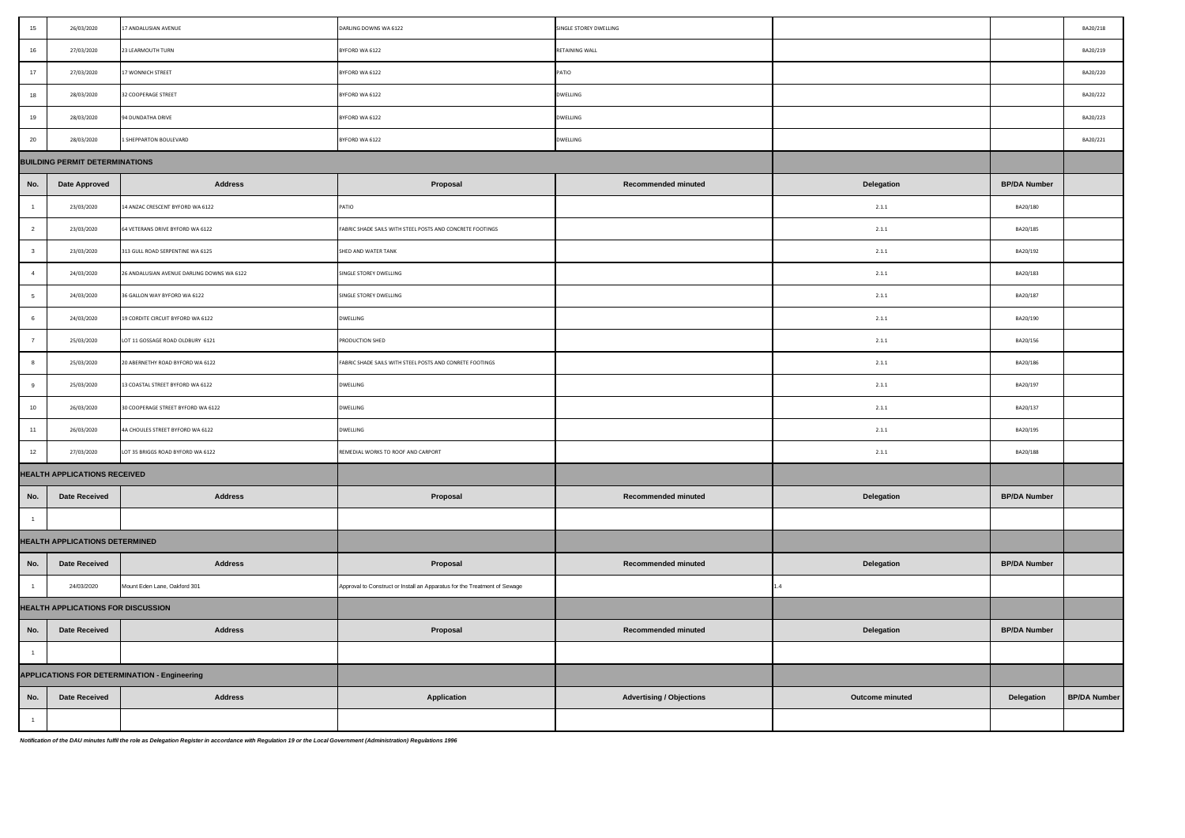| | | | | | | | |
|---|---|---|---|---|---|---|---|
| 15 | 26/03/2020 | 17 ANDALUSIAN AVENUE | DARLING DOWNS WA 6122 | SINGLE STOREY DWELLING | | | BA20/218 |
| 16 | 27/03/2020 | 23 LEARMOUTH TURN | BYFORD WA 6122 | RETAINING WALL | | | BA20/219 |
| 17 | 27/03/2020 | 17 WONNICH STREET | BYFORD WA 6122 | PATIO | | | BA20/220 |
| 18 | 28/03/2020 | 32 COOPERAGE STREET | BYFORD WA 6122 | DWELLING | | | BA20/222 |
| 19 | 28/03/2020 | 94 DUNDATHA DRIVE | BYFORD WA 6122 | DWELLING | | | BA20/223 |
| 20 | 28/03/2020 | 1 SHEPPARTON BOULEVARD | BYFORD WA 6122 | DWELLING | | | BA20/221 |

**BUILDING PERMIT DETERMINATIONS**

| No. | Date Approved | Address | Proposal | Recommended minuted | Delegation | BP/DA Number |
|---|---|---|---|---|---|---|
| 1 | 23/03/2020 | 14 ANZAC CRESCENT BYFORD WA 6122 | PATIO | | 2.1.1 | BA20/180 |
| 2 | 23/03/2020 | 64 VETERANS DRIVE BYFORD WA 6122 | FABRIC SHADE SAILS WITH STEEL POSTS AND CONCRETE FOOTINGS | | 2.1.1 | BA20/185 |
| 3 | 23/03/2020 | 313 GULL ROAD SERPENTINE WA 6125 | SHED AND WATER TANK | | 2.1.1 | BA20/192 |
| 4 | 24/03/2020 | 26 ANDALUSIAN AVENUE DARLING DOWNS WA 6122 | SINGLE STOREY DWELLING | | 2.1.1 | BA20/183 |
| 5 | 24/03/2020 | 36 GALLON WAY BYFORD WA 6122 | SINGLE STOREY DWELLING | | 2.1.1 | BA20/187 |
| 6 | 24/03/2020 | 19 CORDITE CIRCUIT BYFORD WA 6122 | DWELLING | | 2.1.1 | BA20/190 |
| 7 | 25/03/2020 | LOT 11 GOSSAGE ROAD OLDBURY 6121 | PRODUCTION SHED | | 2.1.1 | BA20/156 |
| 8 | 25/03/2020 | 20 ABERNETHY ROAD BYFORD WA 6122 | FABRIC SHADE SAILS WITH STEEL POSTS AND CONRETE FOOTINGS | | 2.1.1 | BA20/186 |
| 9 | 25/03/2020 | 13 COASTAL STREET BYFORD WA 6122 | DWELLING | | 2.1.1 | BA20/197 |
| 10 | 26/03/2020 | 30 COOPERAGE STREET BYFORD WA 6122 | DWELLING | | 2.1.1 | BA20/137 |
| 11 | 26/03/2020 | 4A CHOULES STREET BYFORD WA 6122 | DWELLING | | 2.1.1 | BA20/195 |
| 12 | 27/03/2020 | LOT 35 BRIGGS ROAD BYFORD WA 6122 | REMEDIAL WORKS TO ROOF AND CARPORT | | 2.1.1 | BA20/188 |

**HEALTH APPLICATIONS RECEIVED**

| No. | Date Received | Address | Proposal | Recommended minuted | Delegation | BP/DA Number |
|---|---|---|---|---|---|---|
| 1 | | | | | | |

**HEALTH APPLICATIONS DETERMINED**

| No. | Date Received | Address | Proposal | Recommended minuted | Delegation | BP/DA Number |
|---|---|---|---|---|---|---|
| 1 | 24/03/2020 | Mount Eden Lane, Oakford 301 | Approval to Construct or Install an Apparatus for the Treatment of Sewage | | 1.4 | |

**HEALTH APPLICATIONS FOR DISCUSSION**

| No. | Date Received | Address | Proposal | Recommended minuted | Delegation | BP/DA Number |
|---|---|---|---|---|---|---|
| 1 | | | | | | |

**APPLICATIONS FOR DETERMINATION - Engineering**

| No. | Date Received | Address | Application | Advertising / Objections | Outcome minuted | Delegation | BP/DA Number |
|---|---|---|---|---|---|---|---|
| 1 | | | | | | | |

***Notification of the DAU minutes fulfil the role as Delegation Register in accordance with Regulation 19 or the Local Government (Administration) Regulations 1996***